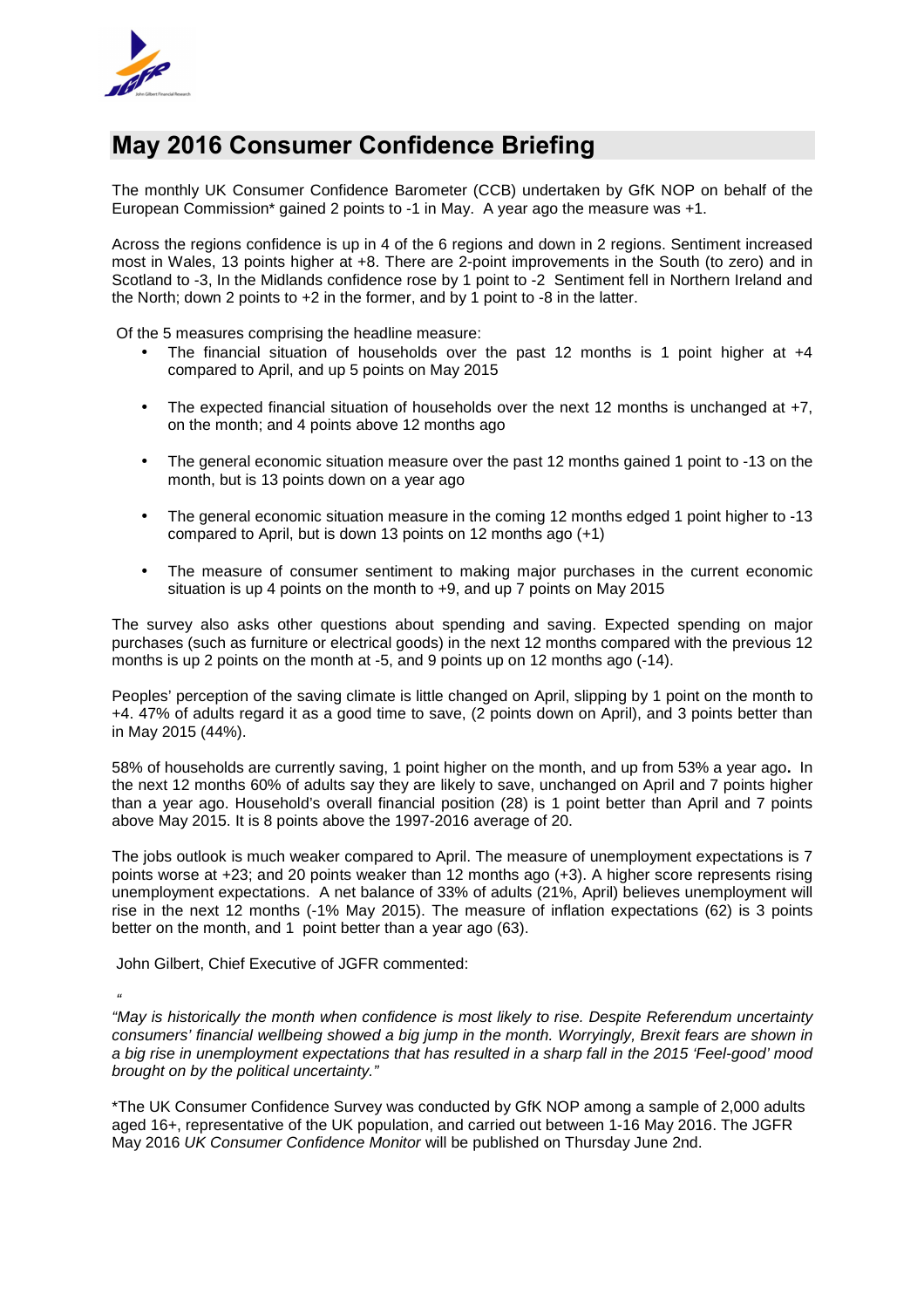# May 2016 Consumer Confidence Briefing

The monthly UK Consumer Confidence Barometer (CCB) undertaken by GfK NOP on behalf of the European Commission* gained 2 points to -1 in May. A year ago the measure was +1.

Across the regions confidence is up in 4 of the 6 regions and down in 2 regions. Sentiment increased most in Wales, 13 points higher at +8. There are 2-point improvements in the South (to zero) and in Scotland to -3, In the Midlands confidence rose by 1 point to -2 Sentiment fell in Northern Ireland and the North; down 2 points to +2 in the former, and by 1 point to -8 in the latter.

Of the 5 measures comprising the headline measure:

- The financial situation of households over the past 12 months is 1 point higher at +4 compared to April, and up 5 points on May 2015
- The expected financial situation of households over the next 12 months is unchanged at +7, on the month; and 4 points above 12 months ago
- The general economic situation measure over the past 12 months gained 1 point to -13 on the month, but is 13 points down on a year ago
- The general economic situation measure in the coming 12 months edged 1 point higher to -13 compared to April, but is down 13 points on 12 months ago (+1)
- The measure of consumer sentiment to making major purchases in the current economic situation is up 4 points on the month to +9, and up 7 points on May 2015

The survey also asks other questions about spending and saving. Expected spending on major purchases (such as furniture or electrical goods) in the next 12 months compared with the previous 12 months is up 2 points on the month at -5, and 9 points up on 12 months ago (-14).

Peoples' perception of the saving climate is little changed on April, slipping by 1 point on the month to +4. 47% of adults regard it as a good time to save, (2 points down on April), and 3 points better than in May 2015 (44%).

58% of households are currently saving, 1 point higher on the month, and up from 53% a year ago**.** In the next 12 months 60% of adults say they are likely to save, unchanged on April and 7 points higher than a year ago. Household's overall financial position (28) is 1 point better than April and 7 points above May 2015. It is 8 points above the 1997-2016 average of 20.

The jobs outlook is much weaker compared to April. The measure of unemployment expectations is 7 points worse at +23; and 20 points weaker than 12 months ago (+3). A higher score represents rising unemployment expectations. A net balance of 33% of adults (21%, April) believes unemployment will rise in the next 12 months (-1% May 2015). The measure of inflation expectations (62) is 3 points better on the month, and 1 point better than a year ago (63).

John Gilbert, Chief Executive of JGFR commented:

"

*"May is historically the month when confidence is most likely to rise. Despite Referendum uncertainty consumers' financial wellbeing showed a big jump in the month. Worryingly, Brexit fears are shown in a big rise in unemployment expectations that has resulted in a sharp fall in the 2015 'Feel-good' mood brought on by the political uncertainty."*

*The UK Consumer Confidence Survey was conducted by GfK NOP among a sample of 2,000 adults aged 16+, representative of the UK population, and carried out between 1-16 May 2016. The JGFR May 2016 *UK Consumer Confidence Monitor* will be published on Thursday June 2nd.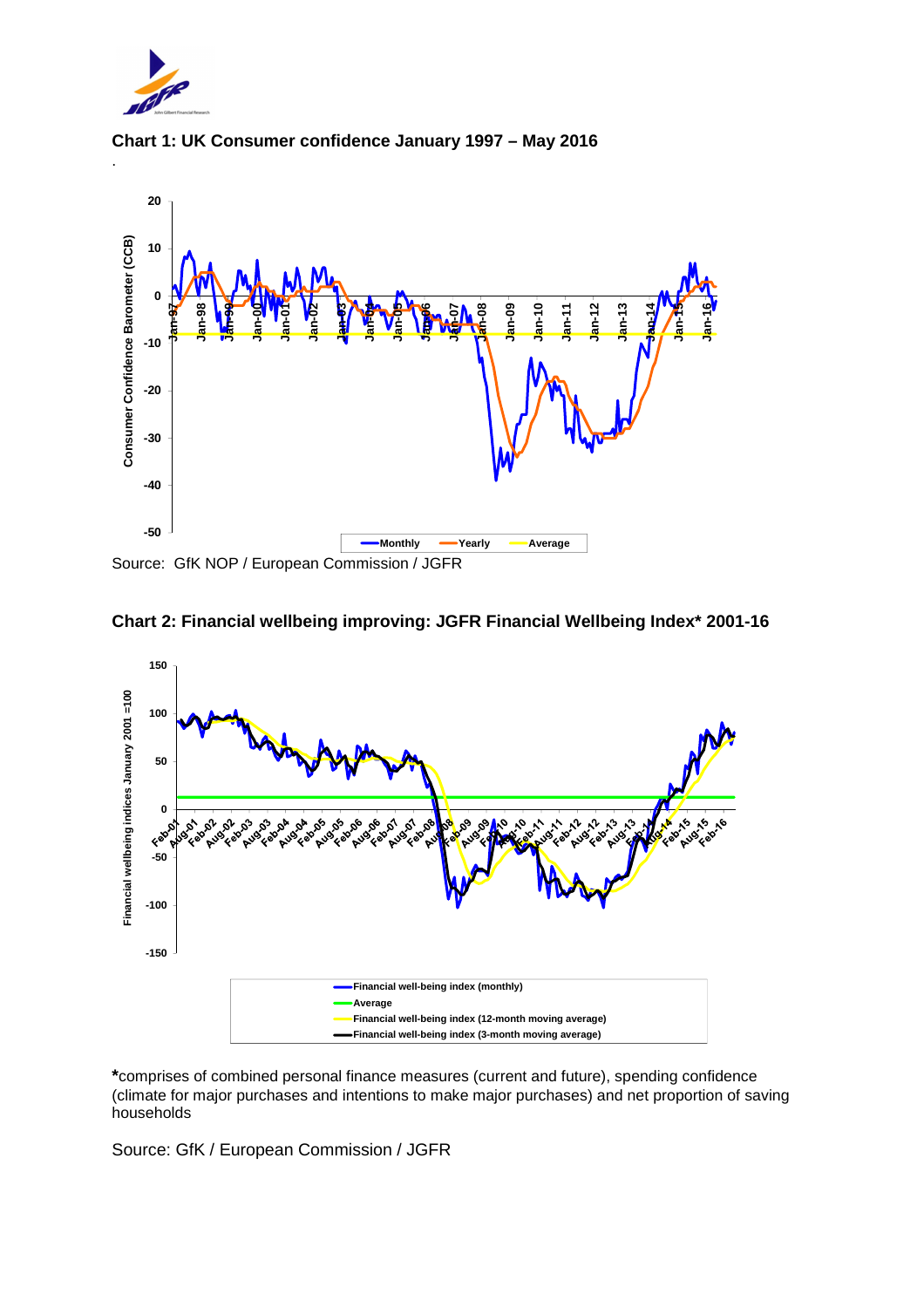**Chart 1: UK Consumer confidence January 1997 – May 2016**

.

20
10
0
-10
-20
-30
-40
-50

Consumer Confidence Barometer (CCB)

Jan-97
Jan-98
Jan-99
Jan-00
Jan-01
Jan-02
Jan-03
Jan-04
Jan-05
Jan-06
Jan-07
Jan-08
Jan-09
Jan-10
Jan-11
Jan-12
Jan-13
Jan-14
Jan-15
Jan-16

Monthly
Yearly
Average

Source: GfK NOP / European Commission / JGFR

**Chart 2: Financial wellbeing improving: JGFR Financial Wellbeing Index* 2001-16**

150
100
50
0
-50
-100
-150

Financial wellbeing indices January 2001 =100

Feb-01
Aug-01
Feb-02
Aug-02
Feb-03
Aug-03
Feb-04
Aug-04
Feb-05
Aug-05
Feb-06
Aug-06
Feb-07
Aug-07
Feb-08
Aug-08
Feb-09
Aug-09
Feb-10
Aug-10
Feb-11
Aug-11
Feb-12
Aug-12
Feb-13
Aug-13
Feb-14
Aug-14
Feb-15
Aug-15
Feb-16

Financial well-being index (monthly)
Average
Financial well-being index (12-month moving average)
Financial well-being index (3-month moving average)

**\***comprises of combined personal finance measures (current and future), spending confidence (climate for major purchases and intentions to make major purchases) and net proportion of saving households

Source: GfK / European Commission / JGFR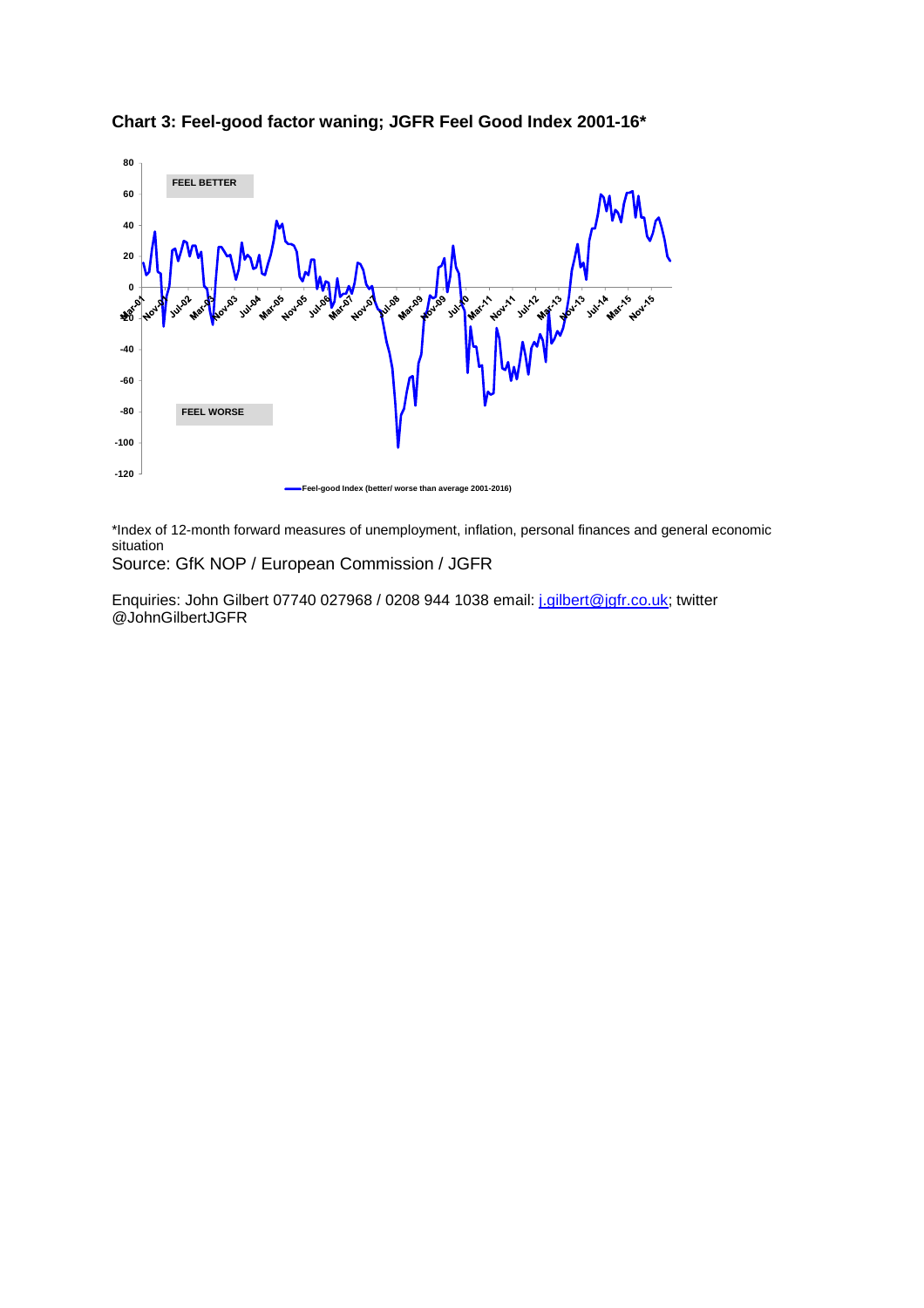**Chart 3: Feel-good factor waning; JGFR Feel Good Index 2001-16***

80
60
40
20
0
-20
-40
-60
-80
-100
-120

FEEL BETTER

FEEL WORSE

Mar-01 Nov-01 Jul-02 Mar-03 Nov-03 Jul-04 Mar-05 Nov-05 Jul-06 Mar-07 Nov-07 Jul-08 Mar-09 Nov-09 Jul-10 Mar-11 Nov-11 Jul-12 Mar-13 Nov-13 Jul-14 Mar-15 Nov-15

Feel-good Index (better/ worse than average 2001-2016)

*Index of 12-month forward measures of unemployment, inflation, personal finances and general economic situation

Source: GfK NOP / European Commission / JGFR

Enquiries: John Gilbert 07740 027968 / 0208 944 1038 email: j.gilbert@jgfr.co.uk; twitter @JohnGilbertJGFR